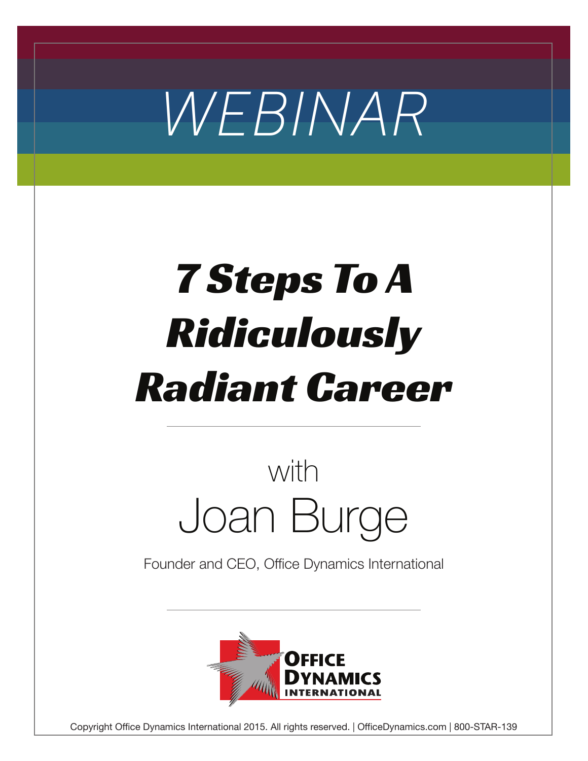WEBINAR

# 7 Steps To A Ridiculously Radiant Career

with

## Joan Burge

Founder and CEO, Office Dynamics International

OFFICE DYNAMICS INTERNATIONAL

Copyright Office Dynamics International 2015. All rights reserved. | OfficeDynamics.com | 800-STAR-139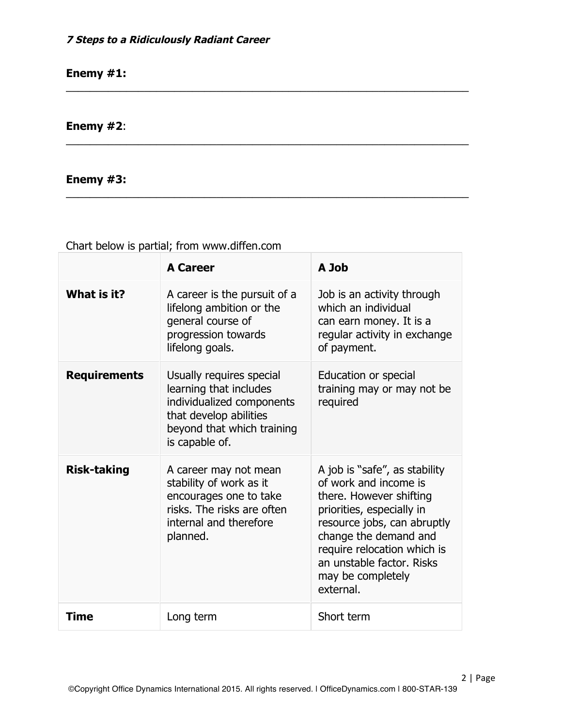**Enemy #1:**

\_\_\_\_\_\_\_\_\_\_\_\_\_\_\_\_\_\_\_\_\_\_\_\_\_\_\_\_\_\_\_\_\_\_\_\_\_\_\_\_\_\_\_\_\_\_\_\_\_\_\_\_\_\_\_\_\_\_\_\_

**Enemy #2**:

\_\_\_\_\_\_\_\_\_\_\_\_\_\_\_\_\_\_\_\_\_\_\_\_\_\_\_\_\_\_\_\_\_\_\_\_\_\_\_\_\_\_\_\_\_\_\_\_\_\_\_\_\_\_\_\_\_\_\_\_

**Enemy #3:**

\_\_\_\_\_\_\_\_\_\_\_\_\_\_\_\_\_\_\_\_\_\_\_\_\_\_\_\_\_\_\_\_\_\_\_\_\_\_\_\_\_\_\_\_\_\_\_\_\_\_\_\_\_\_\_\_\_\_\_\_

Chart below is partial; from www.diffen.com

| | A Career | A Job |
|---|---|---|
| **What is it?** | A career is the pursuit of a lifelong ambition or the general course of progression towards lifelong goals. | Job is an activity through which an individual can earn money. It is a regular activity in exchange of payment. |
| **Requirements** | Usually requires special learning that includes individualized components that develop abilities beyond that which training is capable of. | Education or special training may or may not be required |
| **Risk-taking** | A career may not mean stability of work as it encourages one to take risks. The risks are often internal and therefore planned. | A job is "safe", as stability of work and income is there. However shifting priorities, especially in resource jobs, can abruptly change the demand and require relocation which is an unstable factor. Risks may be completely external. |
| **Time** | Long term | Short term |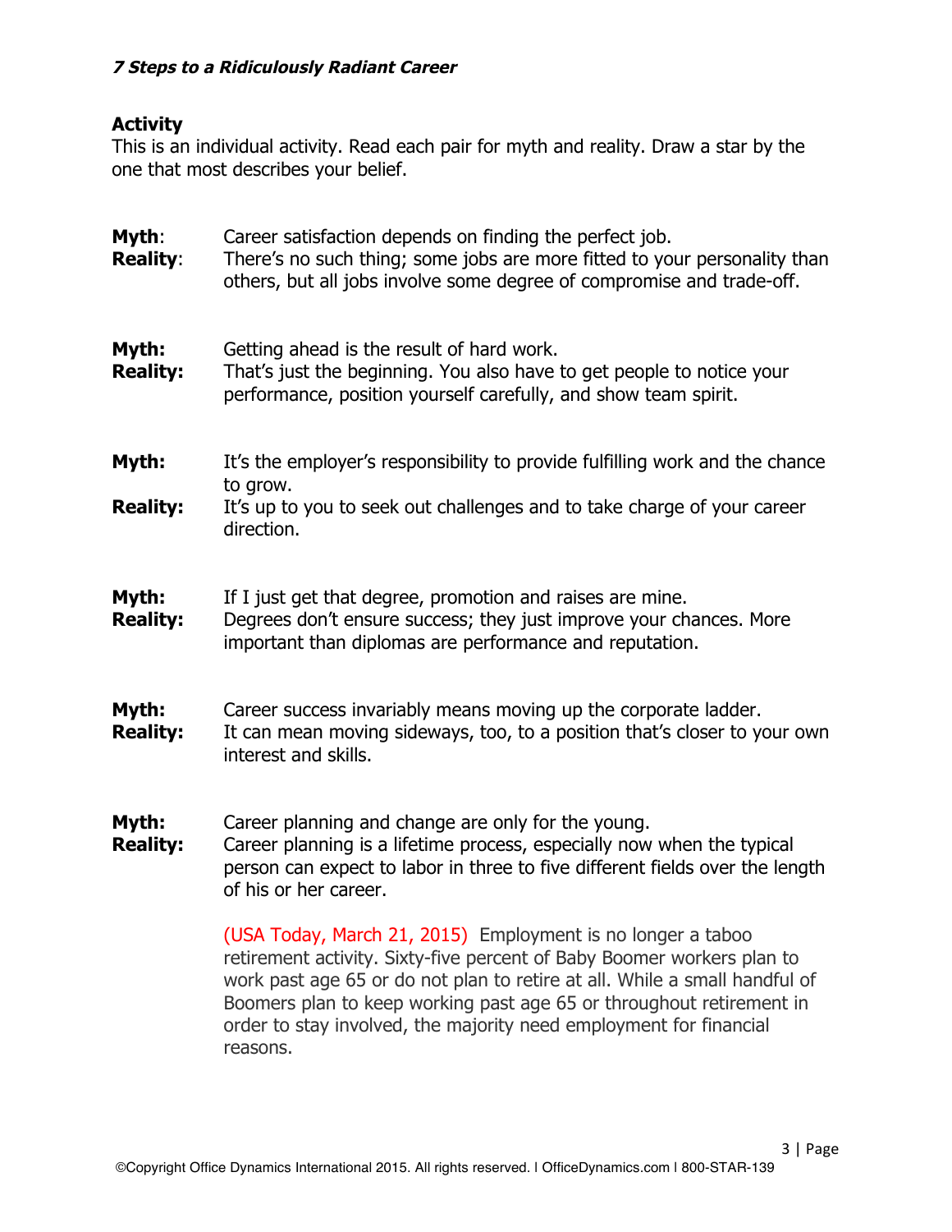## Activity

This is an individual activity. Read each pair for myth and reality. Draw a star by the one that most describes your belief.

**Myth**: Career satisfaction depends on finding the perfect job.
**Reality**: There's no such thing; some jobs are more fitted to your personality than others, but all jobs involve some degree of compromise and trade-off.

**Myth:** Getting ahead is the result of hard work.
**Reality:** That's just the beginning. You also have to get people to notice your performance, position yourself carefully, and show team spirit.

**Myth:** It's the employer's responsibility to provide fulfilling work and the chance to grow.
**Reality:** It's up to you to seek out challenges and to take charge of your career direction.

**Myth:** If I just get that degree, promotion and raises are mine.
**Reality:** Degrees don't ensure success; they just improve your chances. More important than diplomas are performance and reputation.

**Myth:** Career success invariably means moving up the corporate ladder.
**Reality:** It can mean moving sideways, too, to a position that's closer to your own interest and skills.

**Myth:** Career planning and change are only for the young.
**Reality:** Career planning is a lifetime process, especially now when the typical person can expect to labor in three to five different fields over the length of his or her career.

(USA Today, March 21, 2015) Employment is no longer a taboo retirement activity. Sixty-five percent of Baby Boomer workers plan to work past age 65 or do not plan to retire at all. While a small handful of Boomers plan to keep working past age 65 or throughout retirement in order to stay involved, the majority need employment for financial reasons.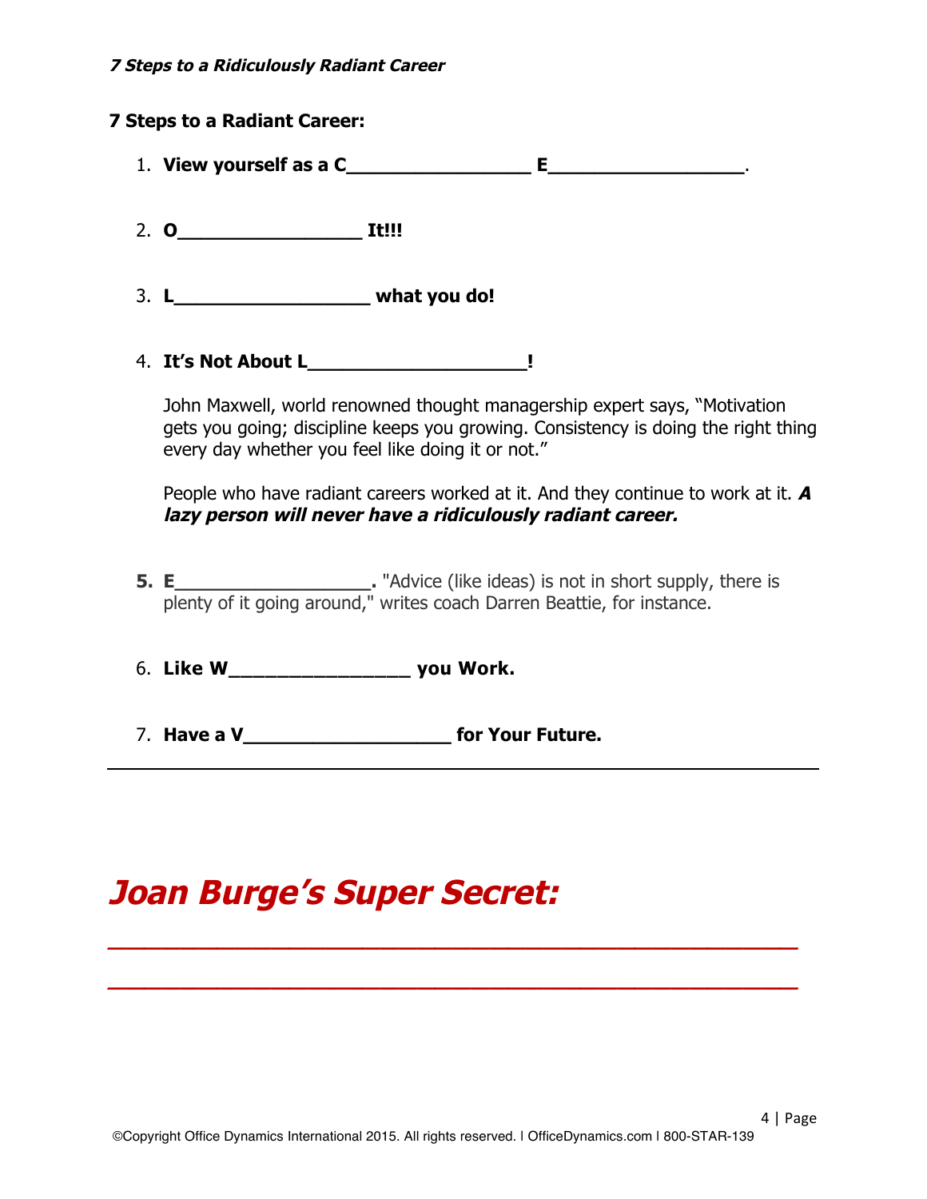## 7 Steps to a Radiant Career:

1. **View yourself as a C_________________ E__________________.**

2. **O_________________ It!!!**

3. **L__________________ what you do!**

4. **It's Not About L____________________!**

   John Maxwell, world renowned thought managership expert says, "Motivation gets you going; discipline keeps you growing. Consistency is doing the right thing every day whether you feel like doing it or not."

   People who have radiant careers worked at it. And they continue to work at it. ***A lazy person will never have a ridiculously radiant career.***

5. **E__________________.** "Advice (like ideas) is not in short supply, there is plenty of it going around," writes coach Darren Beattie, for instance.

6. **Like W________________ you Work.**

7. **Have a V___________________ for Your Future.**

---

# ***Joan Burge's Super Secret:***

______________________________________________________

______________________________________________________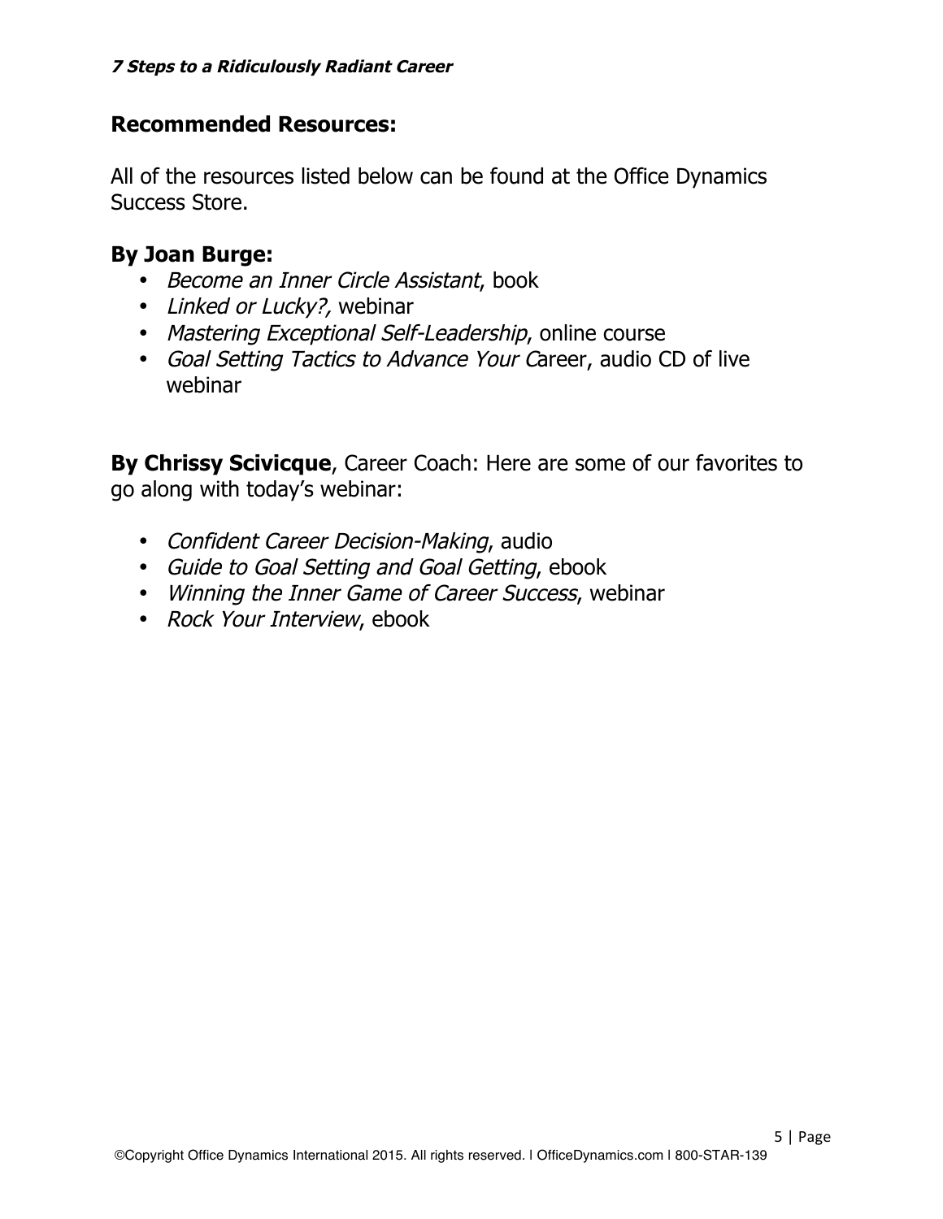## Recommended Resources:

All of the resources listed below can be found at the Office Dynamics Success Store.

### By Joan Burge:

- *Become an Inner Circle Assistant*, book
- *Linked or Lucky?,* webinar
- *Mastering Exceptional Self-Leadership*, online course
- *Goal Setting Tactics to Advance Your C*areer, audio CD of live webinar

**By Chrissy Scivicque**, Career Coach: Here are some of our favorites to go along with today's webinar:

- *Confident Career Decision-Making*, audio
- *Guide to Goal Setting and Goal Getting*, ebook
- *Winning the Inner Game of Career Success*, webinar
- *Rock Your Interview*, ebook